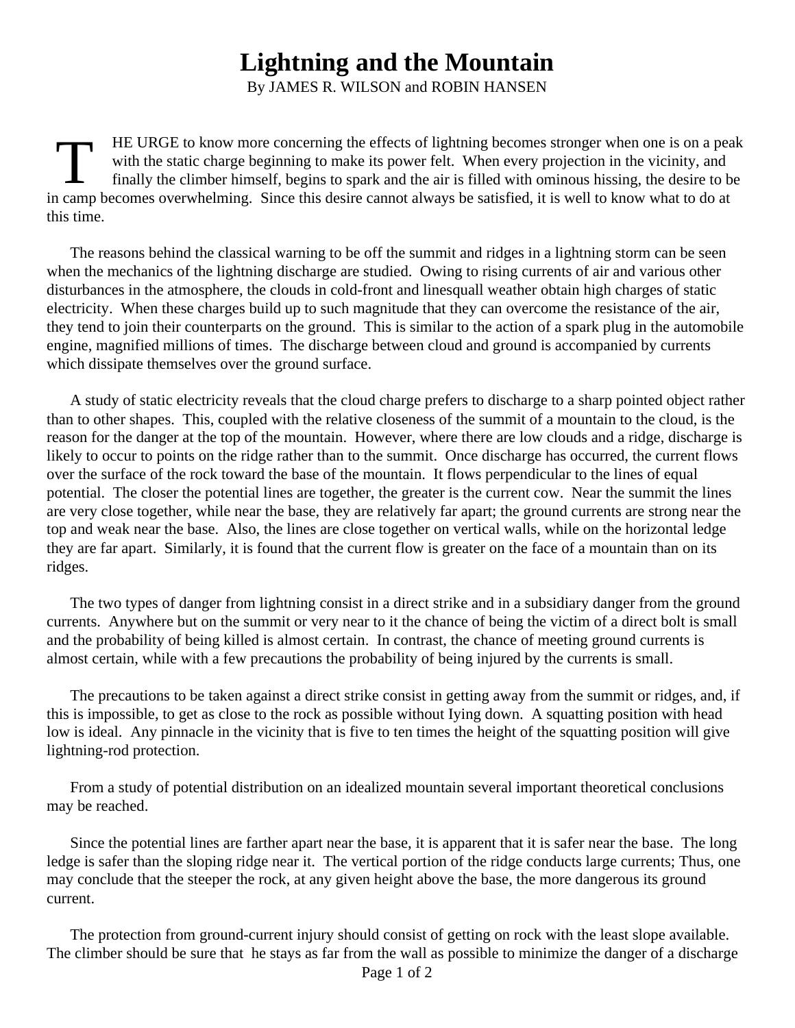# Lightning and the Mountain

By JAMES R. WILSON and ROBIN HANSEN

THE URGE to know more concerning the effects of lightning becomes stronger when one is on a peak with the static charge beginning to make its power felt. When every projection in the vicinity, and finally the climber himself, begins to spark and the air is filled with ominous hissing, the desire to be in camp becomes overwhelming. Since this desire cannot always be satisfied, it is well to know what to do at this time.

The reasons behind the classical warning to be off the summit and ridges in a lightning storm can be seen when the mechanics of the lightning discharge are studied. Owing to rising currents of air and various other disturbances in the atmosphere, the clouds in cold-front and linesquall weather obtain high charges of static electricity. When these charges build up to such magnitude that they can overcome the resistance of the air, they tend to join their counterparts on the ground. This is similar to the action of a spark plug in the automobile engine, magnified millions of times. The discharge between cloud and ground is accompanied by currents which dissipate themselves over the ground surface.

A study of static electricity reveals that the cloud charge prefers to discharge to a sharp pointed object rather than to other shapes. This, coupled with the relative closeness of the summit of a mountain to the cloud, is the reason for the danger at the top of the mountain. However, where there are low clouds and a ridge, discharge is likely to occur to points on the ridge rather than to the summit. Once discharge has occurred, the current flows over the surface of the rock toward the base of the mountain. It flows perpendicular to the lines of equal potential. The closer the potential lines are together, the greater is the current cow. Near the summit the lines are very close together, while near the base, they are relatively far apart; the ground currents are strong near the top and weak near the base. Also, the lines are close together on vertical walls, while on the horizontal ledge they are far apart. Similarly, it is found that the current flow is greater on the face of a mountain than on its ridges.

The two types of danger from lightning consist in a direct strike and in a subsidiary danger from the ground currents. Anywhere but on the summit or very near to it the chance of being the victim of a direct bolt is small and the probability of being killed is almost certain. In contrast, the chance of meeting ground currents is almost certain, while with a few precautions the probability of being injured by the currents is small.

The precautions to be taken against a direct strike consist in getting away from the summit or ridges, and, if this is impossible, to get as close to the rock as possible without Iying down. A squatting position with head low is ideal. Any pinnacle in the vicinity that is five to ten times the height of the squatting position will give lightning-rod protection.

From a study of potential distribution on an idealized mountain several important theoretical conclusions may be reached.

Since the potential lines are farther apart near the base, it is apparent that it is safer near the base. The long ledge is safer than the sloping ridge near it. The vertical portion of the ridge conducts large currents; Thus, one may conclude that the steeper the rock, at any given height above the base, the more dangerous its ground current.

The protection from ground-current injury should consist of getting on rock with the least slope available. The climber should be sure that he stays as far from the wall as possible to minimize the danger of a discharge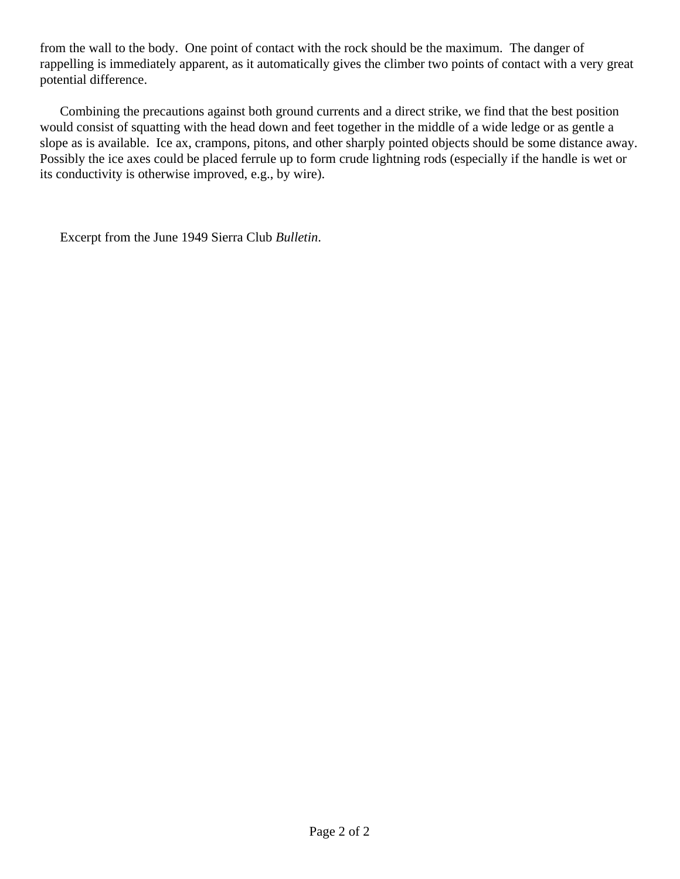from the wall to the body. One point of contact with the rock should be the maximum. The danger of rappelling is immediately apparent, as it automatically gives the climber two points of contact with a very great potential difference.

Combining the precautions against both ground currents and a direct strike, we find that the best position would consist of squatting with the head down and feet together in the middle of a wide ledge or as gentle a slope as is available. Ice ax, crampons, pitons, and other sharply pointed objects should be some distance away. Possibly the ice axes could be placed ferrule up to form crude lightning rods (especially if the handle is wet or its conductivity is otherwise improved, e.g., by wire).

Excerpt from the June 1949 Sierra Club *Bulletin*.